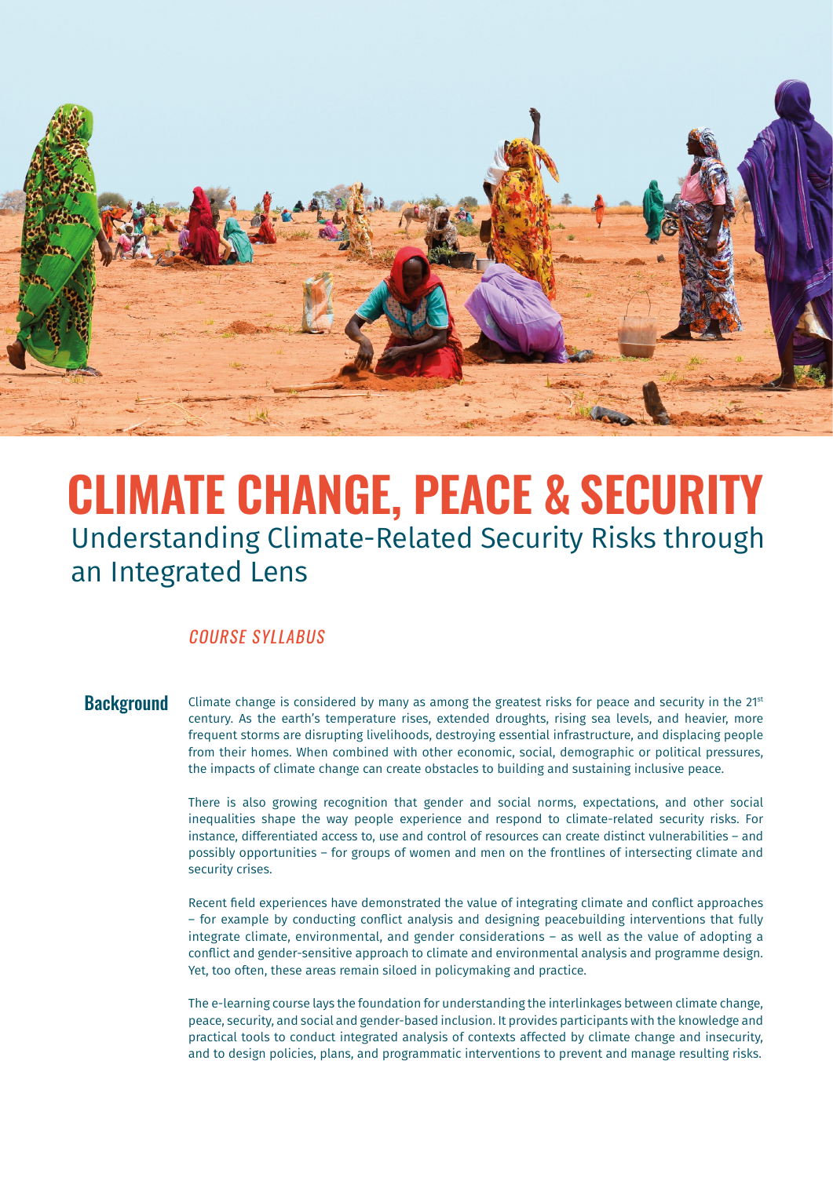# CLIMATE CHANGE, PEACE & SECURITY

## Understanding Climate-Related Security Risks through an Integrated Lens

*COURSE SYLLABUS*

### Background

Climate change is considered by many as among the greatest risks for peace and security in the 21st century. As the earth's temperature rises, extended droughts, rising sea levels, and heavier, more frequent storms are disrupting livelihoods, destroying essential infrastructure, and displacing people from their homes. When combined with other economic, social, demographic or political pressures, the impacts of climate change can create obstacles to building and sustaining inclusive peace.

There is also growing recognition that gender and social norms, expectations, and other social inequalities shape the way people experience and respond to climate-related security risks. For instance, differentiated access to, use and control of resources can create distinct vulnerabilities – and possibly opportunities – for groups of women and men on the frontlines of intersecting climate and security crises.

Recent field experiences have demonstrated the value of integrating climate and conflict approaches – for example by conducting conflict analysis and designing peacebuilding interventions that fully integrate climate, environmental, and gender considerations – as well as the value of adopting a conflict and gender-sensitive approach to climate and environmental analysis and programme design. Yet, too often, these areas remain siloed in policymaking and practice.

The e-learning course lays the foundation for understanding the interlinkages between climate change, peace, security, and social and gender-based inclusion. It provides participants with the knowledge and practical tools to conduct integrated analysis of contexts affected by climate change and insecurity, and to design policies, plans, and programmatic interventions to prevent and manage resulting risks.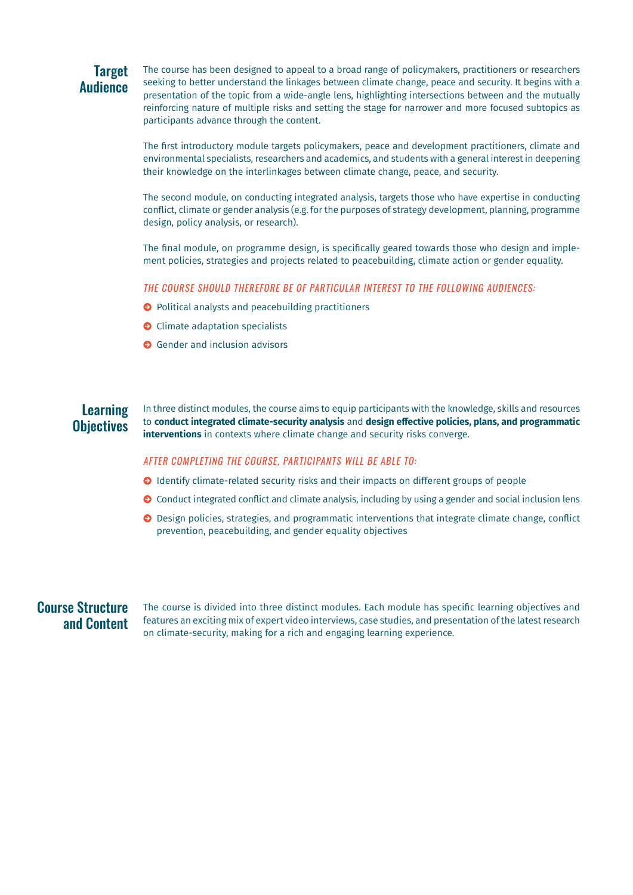## Target Audience

The course has been designed to appeal to a broad range of policymakers, practitioners or researchers seeking to better understand the linkages between climate change, peace and security. It begins with a presentation of the topic from a wide-angle lens, highlighting intersections between and the mutually reinforcing nature of multiple risks and setting the stage for narrower and more focused subtopics as participants advance through the content.

The first introductory module targets policymakers, peace and development practitioners, climate and environmental specialists, researchers and academics, and students with a general interest in deepening their knowledge on the interlinkages between climate change, peace, and security.

The second module, on conducting integrated analysis, targets those who have expertise in conducting conflict, climate or gender analysis (e.g. for the purposes of strategy development, planning, programme design, policy analysis, or research).

The final module, on programme design, is specifically geared towards those who design and implement policies, strategies and projects related to peacebuilding, climate action or gender equality.

*THE COURSE SHOULD THEREFORE BE OF PARTICULAR INTEREST TO THE FOLLOWING AUDIENCES:*

- Political analysts and peacebuilding practitioners
- Climate adaptation specialists
- Gender and inclusion advisors

## Learning Objectives

In three distinct modules, the course aims to equip participants with the knowledge, skills and resources to **conduct integrated climate-security analysis** and **design effective policies, plans, and programmatic interventions** in contexts where climate change and security risks converge.

*AFTER COMPLETING THE COURSE, PARTICIPANTS WILL BE ABLE TO:*

- Identify climate-related security risks and their impacts on different groups of people
- Conduct integrated conflict and climate analysis, including by using a gender and social inclusion lens
- Design policies, strategies, and programmatic interventions that integrate climate change, conflict prevention, peacebuilding, and gender equality objectives

## Course Structure and Content

The course is divided into three distinct modules. Each module has specific learning objectives and features an exciting mix of expert video interviews, case studies, and presentation of the latest research on climate-security, making for a rich and engaging learning experience.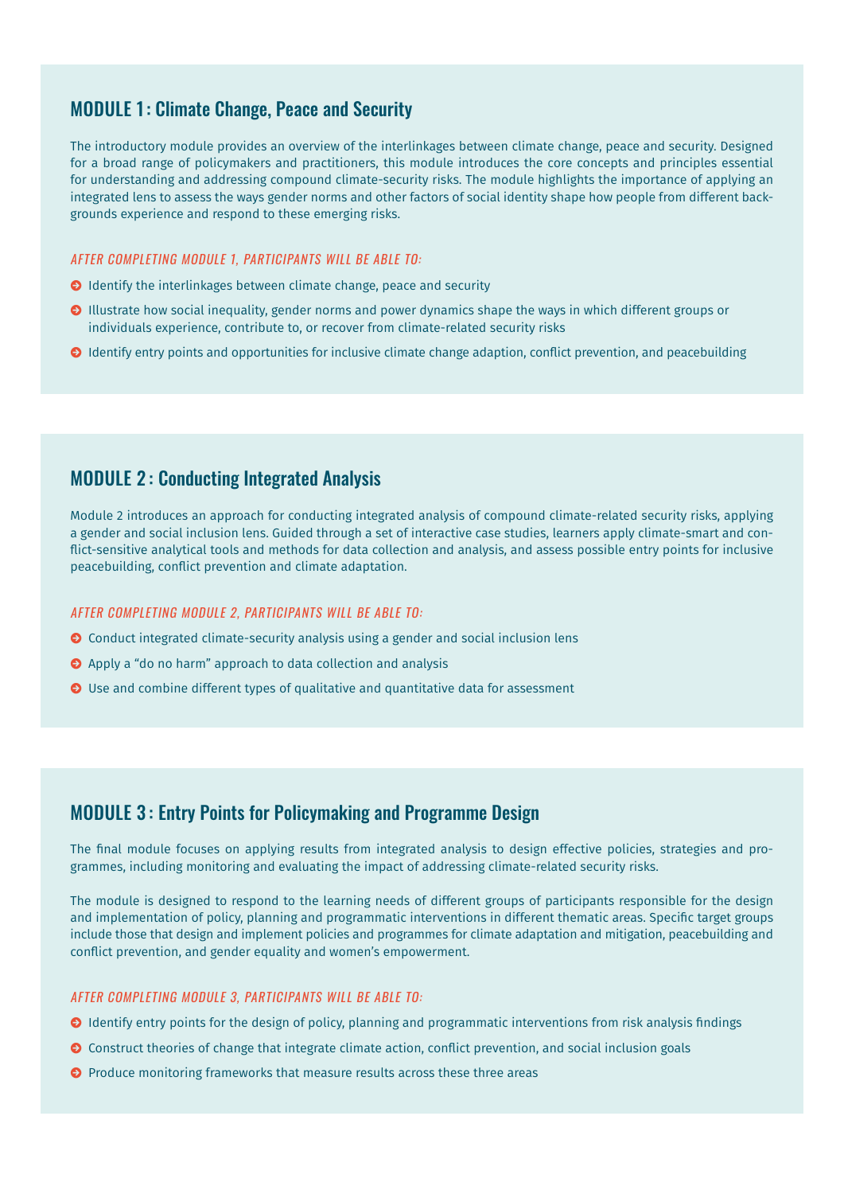## MODULE 1 : Climate Change, Peace and Security

The introductory module provides an overview of the interlinkages between climate change, peace and security. Designed for a broad range of policymakers and practitioners, this module introduces the core concepts and principles essential for understanding and addressing compound climate-security risks. The module highlights the importance of applying an integrated lens to assess the ways gender norms and other factors of social identity shape how people from different backgrounds experience and respond to these emerging risks.

*AFTER COMPLETING MODULE 1, PARTICIPANTS WILL BE ABLE TO:*

- Identify the interlinkages between climate change, peace and security
- Illustrate how social inequality, gender norms and power dynamics shape the ways in which different groups or individuals experience, contribute to, or recover from climate-related security risks
- Identify entry points and opportunities for inclusive climate change adaption, conflict prevention, and peacebuilding

## MODULE 2 : Conducting Integrated Analysis

Module 2 introduces an approach for conducting integrated analysis of compound climate-related security risks, applying a gender and social inclusion lens. Guided through a set of interactive case studies, learners apply climate-smart and conflict-sensitive analytical tools and methods for data collection and analysis, and assess possible entry points for inclusive peacebuilding, conflict prevention and climate adaptation.

*AFTER COMPLETING MODULE 2, PARTICIPANTS WILL BE ABLE TO:*

- Conduct integrated climate-security analysis using a gender and social inclusion lens
- Apply a "do no harm" approach to data collection and analysis
- Use and combine different types of qualitative and quantitative data for assessment

## MODULE 3 : Entry Points for Policymaking and Programme Design

The final module focuses on applying results from integrated analysis to design effective policies, strategies and programmes, including monitoring and evaluating the impact of addressing climate-related security risks.

The module is designed to respond to the learning needs of different groups of participants responsible for the design and implementation of policy, planning and programmatic interventions in different thematic areas. Specific target groups include those that design and implement policies and programmes for climate adaptation and mitigation, peacebuilding and conflict prevention, and gender equality and women's empowerment.

*AFTER COMPLETING MODULE 3, PARTICIPANTS WILL BE ABLE TO:*

- Identify entry points for the design of policy, planning and programmatic interventions from risk analysis findings
- Construct theories of change that integrate climate action, conflict prevention, and social inclusion goals
- Produce monitoring frameworks that measure results across these three areas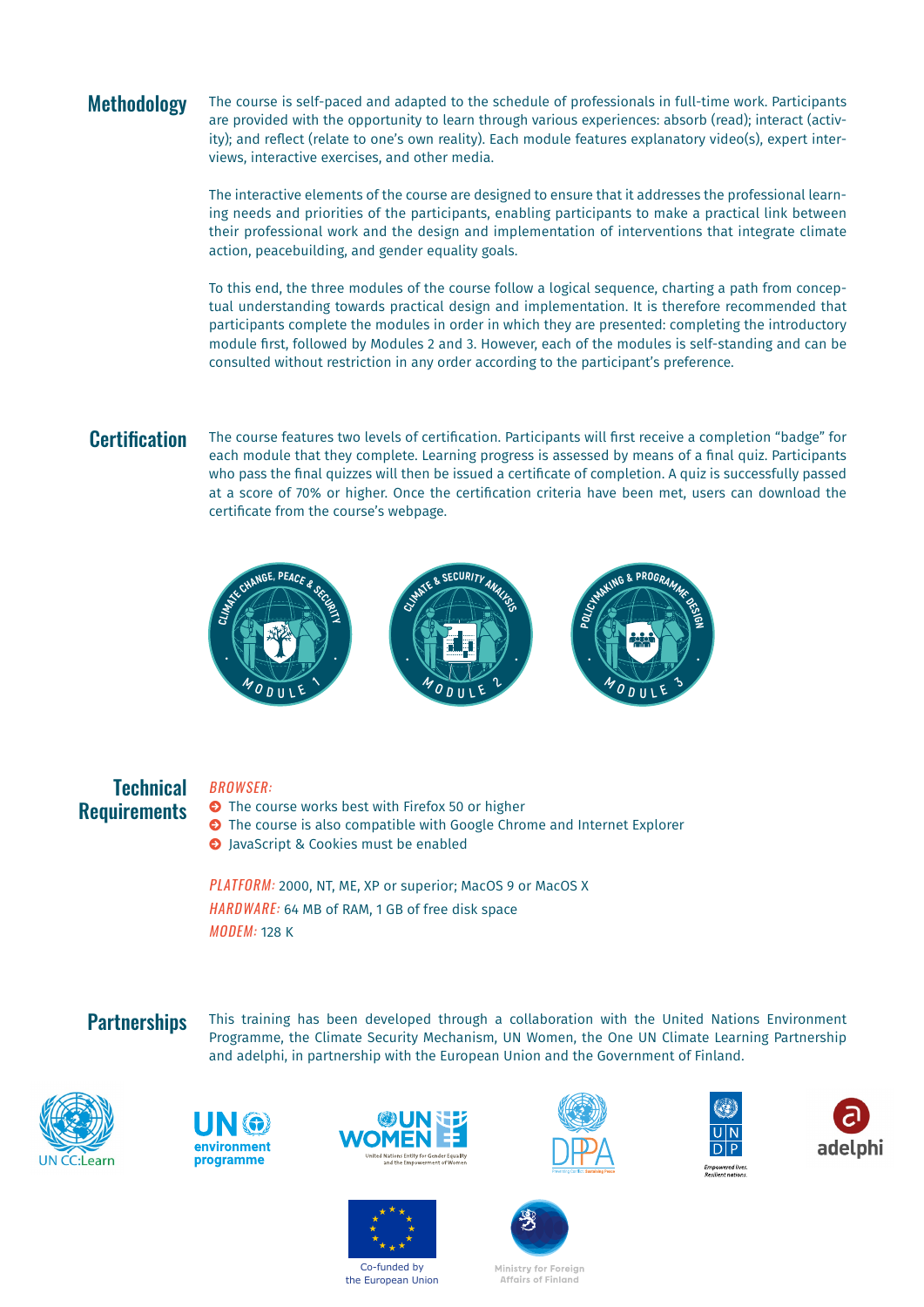## Methodology

The course is self-paced and adapted to the schedule of professionals in full-time work. Participants are provided with the opportunity to learn through various experiences: absorb (read); interact (activity); and reflect (relate to one's own reality). Each module features explanatory video(s), expert interviews, interactive exercises, and other media.

The interactive elements of the course are designed to ensure that it addresses the professional learning needs and priorities of the participants, enabling participants to make a practical link between their professional work and the design and implementation of interventions that integrate climate action, peacebuilding, and gender equality goals.

To this end, the three modules of the course follow a logical sequence, charting a path from conceptual understanding towards practical design and implementation. It is therefore recommended that participants complete the modules in order in which they are presented: completing the introductory module first, followed by Modules 2 and 3. However, each of the modules is self-standing and can be consulted without restriction in any order according to the participant's preference.

## Certification

The course features two levels of certification. Participants will first receive a completion "badge" for each module that they complete. Learning progress is assessed by means of a final quiz. Participants who pass the final quizzes will then be issued a certificate of completion. A quiz is successfully passed at a score of 70% or higher. Once the certification criteria have been met, users can download the certificate from the course's webpage.

Climate Change, Peace & Security — Module 1

Climate & Security Analysis — Module 2

Policymaking & Programme Design — Module 3

## Technical Requirements

*BROWSER:*

- The course works best with Firefox 50 or higher
- The course is also compatible with Google Chrome and Internet Explorer
- JavaScript & Cookies must be enabled

*PLATFORM:* 2000, NT, ME, XP or superior; MacOS 9 or MacOS X

*HARDWARE:* 64 MB of RAM, 1 GB of free disk space

*MODEM:* 128 K

## Partnerships

This training has been developed through a collaboration with the United Nations Environment Programme, the Climate Security Mechanism, UN Women, the One UN Climate Learning Partnership and adelphi, in partnership with the European Union and the Government of Finland.

UN CC:Learn

UN environment programme

UN WOMEN — United Nations Entity for Gender Equality and the Empowerment of Women

DPPA — Preventing Conflict. Sustaining Peace

UNDP — Empowered lives. Resilient nations.

adelphi

Co-funded by the European Union

Ministry for Foreign Affairs of Finland